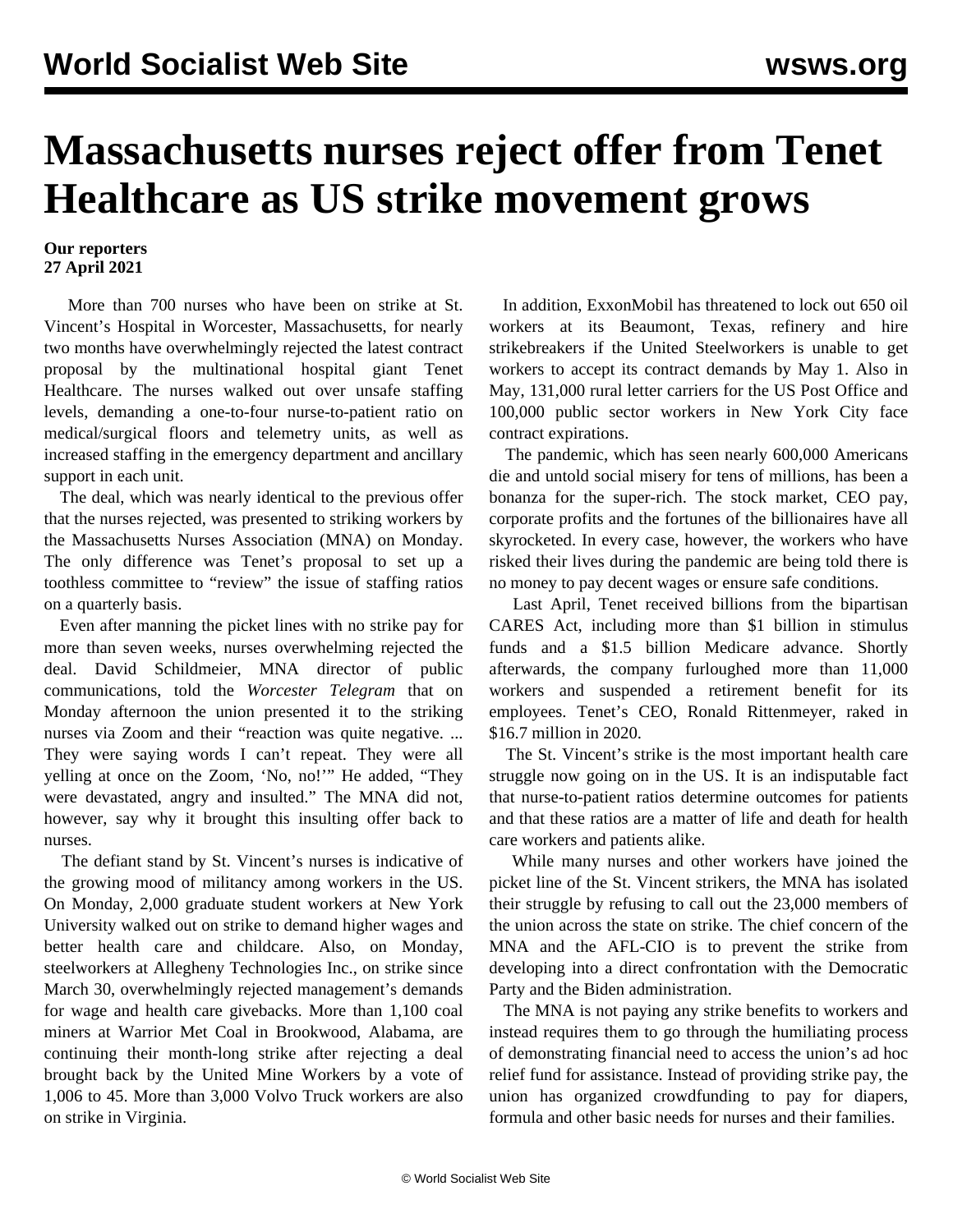# Massachusetts nurses reject offer from Tenet Healthcare as US strike movement grows

**Our reporters**
**27 April 2021**

More than 700 nurses who have been on strike at St. Vincent's Hospital in Worcester, Massachusetts, for nearly two months have overwhelmingly rejected the latest contract proposal by the multinational hospital giant Tenet Healthcare. The nurses walked out over unsafe staffing levels, demanding a one-to-four nurse-to-patient ratio on medical/surgical floors and telemetry units, as well as increased staffing in the emergency department and ancillary support in each unit.

The deal, which was nearly identical to the previous offer that the nurses rejected, was presented to striking workers by the Massachusetts Nurses Association (MNA) on Monday. The only difference was Tenet's proposal to set up a toothless committee to "review" the issue of staffing ratios on a quarterly basis.

Even after manning the picket lines with no strike pay for more than seven weeks, nurses overwhelming rejected the deal. David Schildmeier, MNA director of public communications, told the *Worcester Telegram* that on Monday afternoon the union presented it to the striking nurses via Zoom and their "reaction was quite negative. ... They were saying words I can't repeat. They were all yelling at once on the Zoom, 'No, no!'" He added, "They were devastated, angry and insulted." The MNA did not, however, say why it brought this insulting offer back to nurses.

The defiant stand by St. Vincent's nurses is indicative of the growing mood of militancy among workers in the US. On Monday, 2,000 graduate student workers at New York University walked out on strike to demand higher wages and better health care and childcare. Also, on Monday, steelworkers at Allegheny Technologies Inc., on strike since March 30, overwhelmingly rejected management's demands for wage and health care givebacks. More than 1,100 coal miners at Warrior Met Coal in Brookwood, Alabama, are continuing their month-long strike after rejecting a deal brought back by the United Mine Workers by a vote of 1,006 to 45. More than 3,000 Volvo Truck workers are also on strike in Virginia.

In addition, ExxonMobil has threatened to lock out 650 oil workers at its Beaumont, Texas, refinery and hire strikebreakers if the United Steelworkers is unable to get workers to accept its contract demands by May 1. Also in May, 131,000 rural letter carriers for the US Post Office and 100,000 public sector workers in New York City face contract expirations.

The pandemic, which has seen nearly 600,000 Americans die and untold social misery for tens of millions, has been a bonanza for the super-rich. The stock market, CEO pay, corporate profits and the fortunes of the billionaires have all skyrocketed. In every case, however, the workers who have risked their lives during the pandemic are being told there is no money to pay decent wages or ensure safe conditions.

Last April, Tenet received billions from the bipartisan CARES Act, including more than $1 billion in stimulus funds and a $1.5 billion Medicare advance. Shortly afterwards, the company furloughed more than 11,000 workers and suspended a retirement benefit for its employees. Tenet's CEO, Ronald Rittenmeyer, raked in $16.7 million in 2020.

The St. Vincent's strike is the most important health care struggle now going on in the US. It is an indisputable fact that nurse-to-patient ratios determine outcomes for patients and that these ratios are a matter of life and death for health care workers and patients alike.

While many nurses and other workers have joined the picket line of the St. Vincent strikers, the MNA has isolated their struggle by refusing to call out the 23,000 members of the union across the state on strike. The chief concern of the MNA and the AFL-CIO is to prevent the strike from developing into a direct confrontation with the Democratic Party and the Biden administration.

The MNA is not paying any strike benefits to workers and instead requires them to go through the humiliating process of demonstrating financial need to access the union's ad hoc relief fund for assistance. Instead of providing strike pay, the union has organized crowdfunding to pay for diapers, formula and other basic needs for nurses and their families.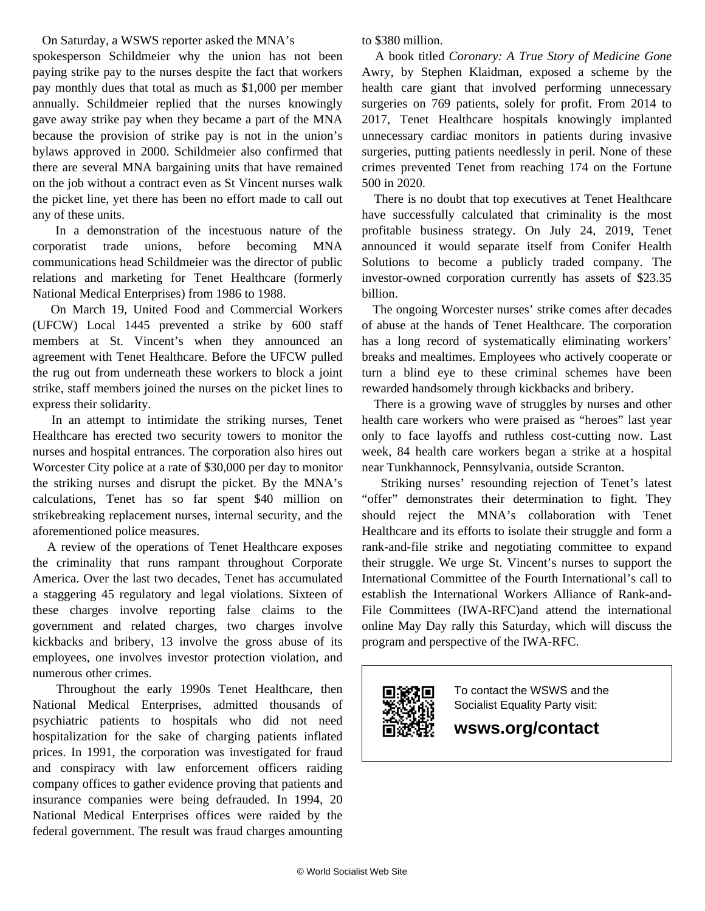On Saturday, a WSWS reporter asked the MNA's spokesperson Schildmeier why the union has not been paying strike pay to the nurses despite the fact that workers pay monthly dues that total as much as $1,000 per member annually. Schildmeier replied that the nurses knowingly gave away strike pay when they became a part of the MNA because the provision of strike pay is not in the union's bylaws approved in 2000. Schildmeier also confirmed that there are several MNA bargaining units that have remained on the job without a contract even as St Vincent nurses walk the picket line, yet there has been no effort made to call out any of these units.

In a demonstration of the incestuous nature of the corporatist trade unions, before becoming MNA communications head Schildmeier was the director of public relations and marketing for Tenet Healthcare (formerly National Medical Enterprises) from 1986 to 1988.

On March 19, United Food and Commercial Workers (UFCW) Local 1445 prevented a strike by 600 staff members at St. Vincent's when they announced an agreement with Tenet Healthcare. Before the UFCW pulled the rug out from underneath these workers to block a joint strike, staff members joined the nurses on the picket lines to express their solidarity.

In an attempt to intimidate the striking nurses, Tenet Healthcare has erected two security towers to monitor the nurses and hospital entrances. The corporation also hires out Worcester City police at a rate of $30,000 per day to monitor the striking nurses and disrupt the picket. By the MNA's calculations, Tenet has so far spent $40 million on strikebreaking replacement nurses, internal security, and the aforementioned police measures.

A review of the operations of Tenet Healthcare exposes the criminality that runs rampant throughout Corporate America. Over the last two decades, Tenet has accumulated a staggering 45 regulatory and legal violations. Sixteen of these charges involve reporting false claims to the government and related charges, two charges involve kickbacks and bribery, 13 involve the gross abuse of its employees, one involves investor protection violation, and numerous other crimes.

Throughout the early 1990s Tenet Healthcare, then National Medical Enterprises, admitted thousands of psychiatric patients to hospitals who did not need hospitalization for the sake of charging patients inflated prices. In 1991, the corporation was investigated for fraud and conspiracy with law enforcement officers raiding company offices to gather evidence proving that patients and insurance companies were being defrauded. In 1994, 20 National Medical Enterprises offices were raided by the federal government. The result was fraud charges amounting to $380 million.

A book titled *Coronary: A True Story of Medicine Gone* Awry, by Stephen Klaidman, exposed a scheme by the health care giant that involved performing unnecessary surgeries on 769 patients, solely for profit. From 2014 to 2017, Tenet Healthcare hospitals knowingly implanted unnecessary cardiac monitors in patients during invasive surgeries, putting patients needlessly in peril. None of these crimes prevented Tenet from reaching 174 on the Fortune 500 in 2020.

There is no doubt that top executives at Tenet Healthcare have successfully calculated that criminality is the most profitable business strategy. On July 24, 2019, Tenet announced it would separate itself from Conifer Health Solutions to become a publicly traded company. The investor-owned corporation currently has assets of $23.35 billion.

The ongoing Worcester nurses' strike comes after decades of abuse at the hands of Tenet Healthcare. The corporation has a long record of systematically eliminating workers' breaks and mealtimes. Employees who actively cooperate or turn a blind eye to these criminal schemes have been rewarded handsomely through kickbacks and bribery.

There is a growing wave of struggles by nurses and other health care workers who were praised as "heroes" last year only to face layoffs and ruthless cost-cutting now. Last week, 84 health care workers began a strike at a hospital near Tunkhannock, Pennsylvania, outside Scranton.

Striking nurses' resounding rejection of Tenet's latest "offer" demonstrates their determination to fight. They should reject the MNA's collaboration with Tenet Healthcare and its efforts to isolate their struggle and form a rank-and-file strike and negotiating committee to expand their struggle. We urge St. Vincent's nurses to support the International Committee of the Fourth International's call to establish the International Workers Alliance of Rank-and-File Committees (IWA-RFC)and attend the international online May Day rally this Saturday, which will discuss the program and perspective of the IWA-RFC.

To contact the WSWS and the Socialist Equality Party visit:

**wsws.org/contact**